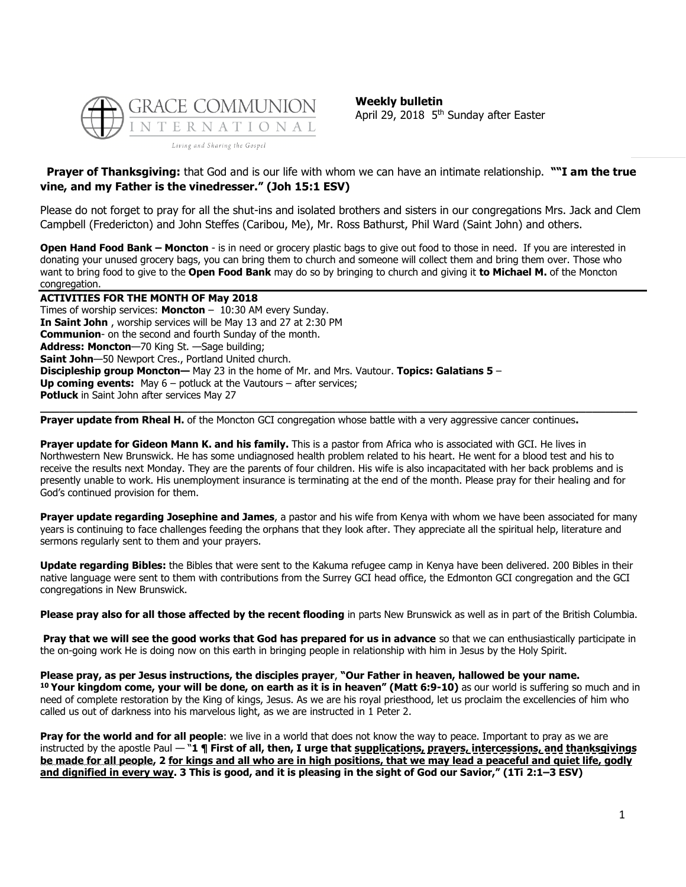**Weekly bulletin**
April 29, 2018 5th Sunday after Easter

**Prayer of Thanksgiving:** that God and is our life with whom we can have an intimate relationship. **""I am the true vine, and my Father is the vinedresser." (Joh 15:1 ESV)**

Please do not forget to pray for all the shut-ins and isolated brothers and sisters in our congregations Mrs. Jack and Clem Campbell (Fredericton) and John Steffes (Caribou, Me), Mr. Ross Bathurst, Phil Ward (Saint John) and others.

**Open Hand Food Bank – Moncton** - is in need or grocery plastic bags to give out food to those in need. If you are interested in donating your unused grocery bags, you can bring them to church and someone will collect them and bring them over. Those who want to bring food to give to the **Open Food Bank** may do so by bringing to church and giving it **to Michael M.** of the Moncton congregation.

**ACTIVITIES FOR THE MONTH OF May 2018**
Times of worship services: **Moncton** – 10:30 AM every Sunday.
**In Saint John** , worship services will be May 13 and 27 at 2:30 PM
**Communion**- on the second and fourth Sunday of the month.
**Address: Moncton**—70 King St. —Sage building;
**Saint John**—50 Newport Cres., Portland United church.
**Discipleship group Moncton—** May 23 in the home of Mr. and Mrs. Vautour. **Topics: Galatians 5** –
**Up coming events:** May 6 – potluck at the Vautours – after services;
**Potluck** in Saint John after services May 27

---

**Prayer update from Rheal H.** of the Moncton GCI congregation whose battle with a very aggressive cancer continues**.**

**Prayer update for Gideon Mann K. and his family.** This is a pastor from Africa who is associated with GCI. He lives in Northwestern New Brunswick. He has some undiagnosed health problem related to his heart. He went for a blood test and his to receive the results next Monday. They are the parents of four children. His wife is also incapacitated with her back problems and is presently unable to work. His unemployment insurance is terminating at the end of the month. Please pray for their healing and for God's continued provision for them.

**Prayer update regarding Josephine and James**, a pastor and his wife from Kenya with whom we have been associated for many years is continuing to face challenges feeding the orphans that they look after. They appreciate all the spiritual help, literature and sermons regularly sent to them and your prayers.

**Update regarding Bibles:** the Bibles that were sent to the Kakuma refugee camp in Kenya have been delivered. 200 Bibles in their native language were sent to them with contributions from the Surrey GCI head office, the Edmonton GCI congregation and the GCI congregations in New Brunswick.

**Please pray also for all those affected by the recent flooding** in parts New Brunswick as well as in part of the British Columbia.

**Pray that we will see the good works that God has prepared for us in advance** so that we can enthusiastically participate in the on-going work He is doing now on this earth in bringing people in relationship with him in Jesus by the Holy Spirit.

**Please pray, as per Jesus instructions, the disciples prayer**, **"Our Father in heaven, hallowed be your name. 10 Your kingdom come, your will be done, on earth as it is in heaven" (Matt 6:9-10)** as our world is suffering so much and in need of complete restoration by the King of kings, Jesus. As we are his royal priesthood, let us proclaim the excellencies of him who called us out of darkness into his marvelous light, as we are instructed in 1 Peter 2.

**Pray for the world and for all people**: we live in a world that does not know the way to peace. Important to pray as we are instructed by the apostle Paul — "**1 ¶ First of all, then, I urge that supplications, prayers, intercessions, and thanksgivings be made for all people, 2 for kings and all who are in high positions, that we may lead a peaceful and quiet life, godly and dignified in every way. 3 This is good, and it is pleasing in the sight of God our Savior," (1Ti 2:1–3 ESV)**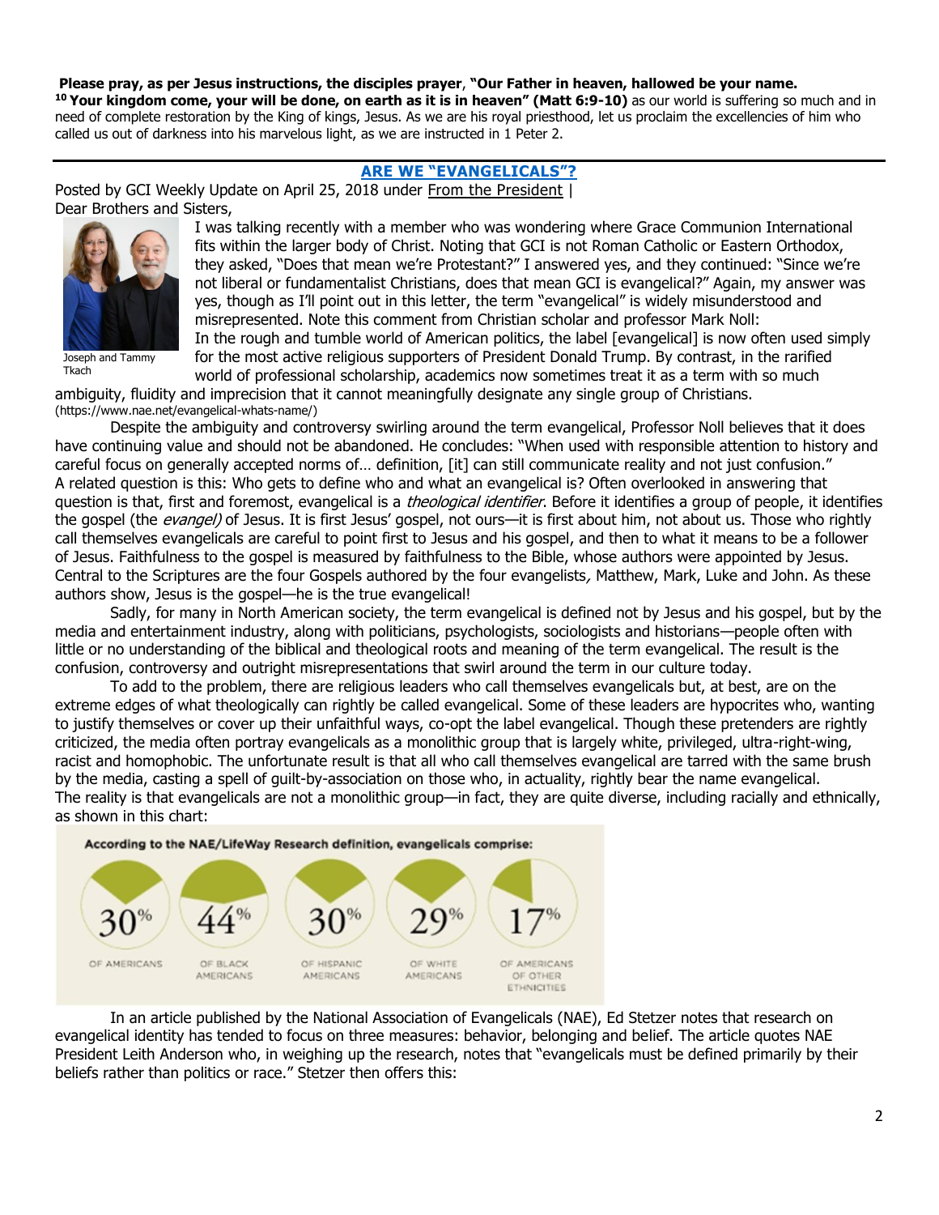**Please pray, as per Jesus instructions, the disciples prayer, "Our Father in heaven, hallowed be your name.** [10] **Your kingdom come, your will be done, on earth as it is in heaven" (Matt 6:9-10)** as our world is suffering so much and in need of complete restoration by the King of kings, Jesus. As we are his royal priesthood, let us proclaim the excellencies of him who called us out of darkness into his marvelous light, as we are instructed in 1 Peter 2.

---

## ARE WE "EVANGELICALS"?

Posted by GCI Weekly Update on April 25, 2018 under From the President |

Dear Brothers and Sisters,

Joseph and Tammy Tkach

I was talking recently with a member who was wondering where Grace Communion International fits within the larger body of Christ. Noting that GCI is not Roman Catholic or Eastern Orthodox, they asked, "Does that mean we're Protestant?" I answered yes, and they continued: "Since we're not liberal or fundamentalist Christians, does that mean GCI is evangelical?" Again, my answer was yes, though as I'll point out in this letter, the term "evangelical" is widely misunderstood and misrepresented. Note this comment from Christian scholar and professor Mark Noll:

In the rough and tumble world of American politics, the label [evangelical] is now often used simply for the most active religious supporters of President Donald Trump. By contrast, in the rarified world of professional scholarship, academics now sometimes treat it as a term with so much ambiguity, fluidity and imprecision that it cannot meaningfully designate any single group of Christians. (https://www.nae.net/evangelical-whats-name/)

Despite the ambiguity and controversy swirling around the term evangelical, Professor Noll believes that it does have continuing value and should not be abandoned. He concludes: "When used with responsible attention to history and careful focus on generally accepted norms of… definition, [it] can still communicate reality and not just confusion."

A related question is this: Who gets to define who and what an evangelical is? Often overlooked in answering that question is that, first and foremost, evangelical is a *theological identifier*. Before it identifies a group of people, it identifies the gospel (the *evangel)* of Jesus. It is first Jesus' gospel, not ours—it is first about him, not about us. Those who rightly call themselves evangelicals are careful to point first to Jesus and his gospel, and then to what it means to be a follower of Jesus. Faithfulness to the gospel is measured by faithfulness to the Bible, whose authors were appointed by Jesus. Central to the Scriptures are the four Gospels authored by the four evangelists*,* Matthew, Mark, Luke and John. As these authors show, Jesus is the gospel—he is the true evangelical!

Sadly, for many in North American society, the term evangelical is defined not by Jesus and his gospel, but by the media and entertainment industry, along with politicians, psychologists, sociologists and historians—people often with little or no understanding of the biblical and theological roots and meaning of the term evangelical. The result is the confusion, controversy and outright misrepresentations that swirl around the term in our culture today.

To add to the problem, there are religious leaders who call themselves evangelicals but, at best, are on the extreme edges of what theologically can rightly be called evangelical. Some of these leaders are hypocrites who, wanting to justify themselves or cover up their unfaithful ways, co-opt the label evangelical. Though these pretenders are rightly criticized, the media often portray evangelicals as a monolithic group that is largely white, privileged, ultra-right-wing, racist and homophobic. The unfortunate result is that all who call themselves evangelical are tarred with the same brush by the media, casting a spell of guilt-by-association on those who, in actuality, rightly bear the name evangelical.

The reality is that evangelicals are not a monolithic group—in fact, they are quite diverse, including racially and ethnically, as shown in this chart:

**According to the NAE/LifeWay Research definition, evangelicals comprise:**

| 30% | 44% | 30% | 29% | 17% |
|---|---|---|---|---|
| OF AMERICANS | OF BLACK AMERICANS | OF HISPANIC AMERICANS | OF WHITE AMERICANS | OF AMERICANS OF OTHER ETHNICITIES |

In an article published by the National Association of Evangelicals (NAE), Ed Stetzer notes that research on evangelical identity has tended to focus on three measures: behavior, belonging and belief. The article quotes NAE President Leith Anderson who, in weighing up the research, notes that "evangelicals must be defined primarily by their beliefs rather than politics or race." Stetzer then offers this: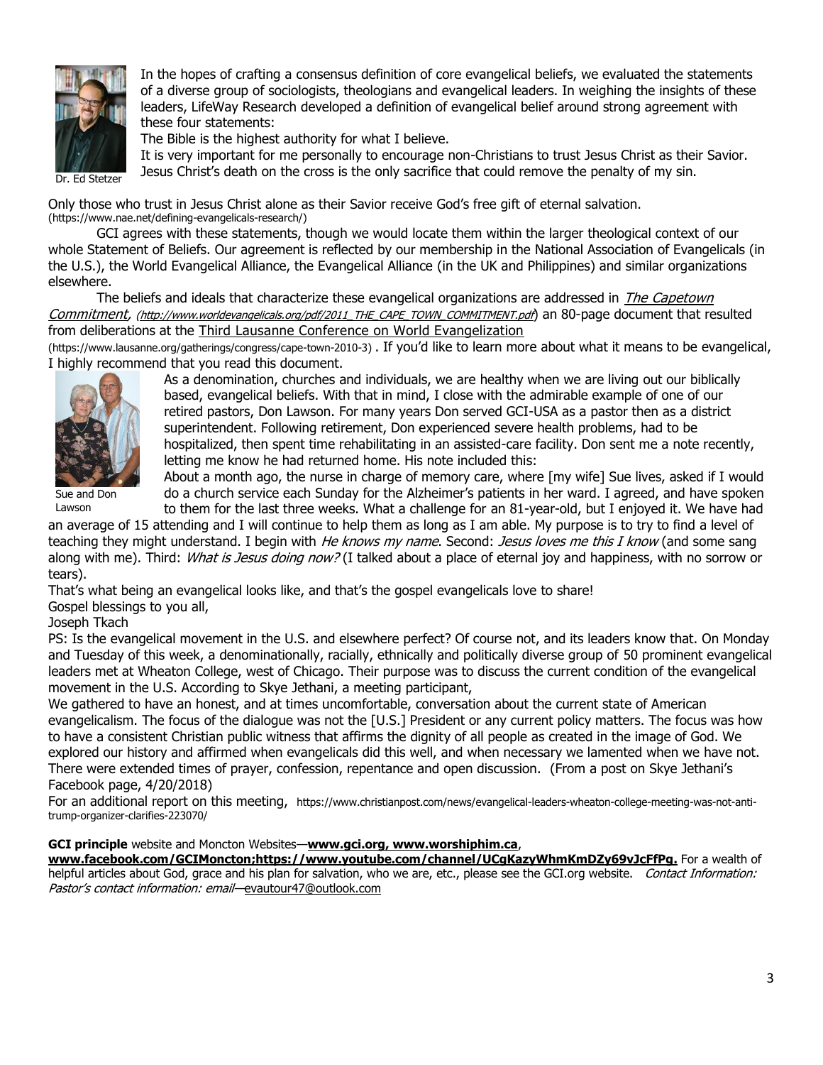In the hopes of crafting a consensus definition of core evangelical beliefs, we evaluated the statements of a diverse group of sociologists, theologians and evangelical leaders. In weighing the insights of these leaders, LifeWay Research developed a definition of evangelical belief around strong agreement with these four statements:

The Bible is the highest authority for what I believe.

It is very important for me personally to encourage non-Christians to trust Jesus Christ as their Savior.

Jesus Christ's death on the cross is the only sacrifice that could remove the penalty of my sin.

Dr. Ed Stetzer

Only those who trust in Jesus Christ alone as their Savior receive God's free gift of eternal salvation. (https://www.nae.net/defining-evangelicals-research/)

GCI agrees with these statements, though we would locate them within the larger theological context of our whole Statement of Beliefs. Our agreement is reflected by our membership in the National Association of Evangelicals (in the U.S.), the World Evangelical Alliance, the Evangelical Alliance (in the UK and Philippines) and similar organizations elsewhere.

The beliefs and ideals that characterize these evangelical organizations are addressed in *The Capetown Commitment*, (*http://www.worldevangelicals.org/pdf/2011_THE_CAPE_TOWN_COMMITMENT.pdf*) an 80-page document that resulted from deliberations at the Third Lausanne Conference on World Evangelization (https://www.lausanne.org/gatherings/congress/cape-town-2010-3) . If you'd like to learn more about what it means to be evangelical, I highly recommend that you read this document.

As a denomination, churches and individuals, we are healthy when we are living out our biblically based, evangelical beliefs. With that in mind, I close with the admirable example of one of our retired pastors, Don Lawson. For many years Don served GCI-USA as a pastor then as a district superintendent. Following retirement, Don experienced severe health problems, had to be hospitalized, then spent time rehabilitating in an assisted-care facility. Don sent me a note recently, letting me know he had returned home. His note included this:

Sue and Don Lawson

About a month ago, the nurse in charge of memory care, where [my wife] Sue lives, asked if I would do a church service each Sunday for the Alzheimer's patients in her ward. I agreed, and have spoken to them for the last three weeks. What a challenge for an 81-year-old, but I enjoyed it. We have had an average of 15 attending and I will continue to help them as long as I am able. My purpose is to try to find a level of teaching they might understand. I begin with *He knows my name*. Second: *Jesus loves me this I know* (and some sang along with me). Third: *What is Jesus doing now?* (I talked about a place of eternal joy and happiness, with no sorrow or tears).

That's what being an evangelical looks like, and that's the gospel evangelicals love to share!

Gospel blessings to you all,

Joseph Tkach

PS: Is the evangelical movement in the U.S. and elsewhere perfect? Of course not, and its leaders know that. On Monday and Tuesday of this week, a denominationally, racially, ethnically and politically diverse group of 50 prominent evangelical leaders met at Wheaton College, west of Chicago. Their purpose was to discuss the current condition of the evangelical movement in the U.S. According to Skye Jethani, a meeting participant,

We gathered to have an honest, and at times uncomfortable, conversation about the current state of American evangelicalism. The focus of the dialogue was not the [U.S.] President or any current policy matters. The focus was how to have a consistent Christian public witness that affirms the dignity of all people as created in the image of God. We explored our history and affirmed when evangelicals did this well, and when necessary we lamented when we have not. There were extended times of prayer, confession, repentance and open discussion. (From a post on Skye Jethani's Facebook page, 4/20/2018)

For an additional report on this meeting, https://www.christianpost.com/news/evangelical-leaders-wheaton-college-meeting-was-not-anti-trump-organizer-clarifies-223070/

**GCI principle** website and Moncton Websites—**www.gci.org, www.worshiphim.ca**, **www.facebook.com/GCIMoncton;https://www.youtube.com/channel/UCgKazyWhmKmDZy69vJcFfPg.** For a wealth of helpful articles about God, grace and his plan for salvation, who we are, etc., please see the GCI.org website. *Contact Information: Pastor's contact information: email*—evautour47@outlook.com